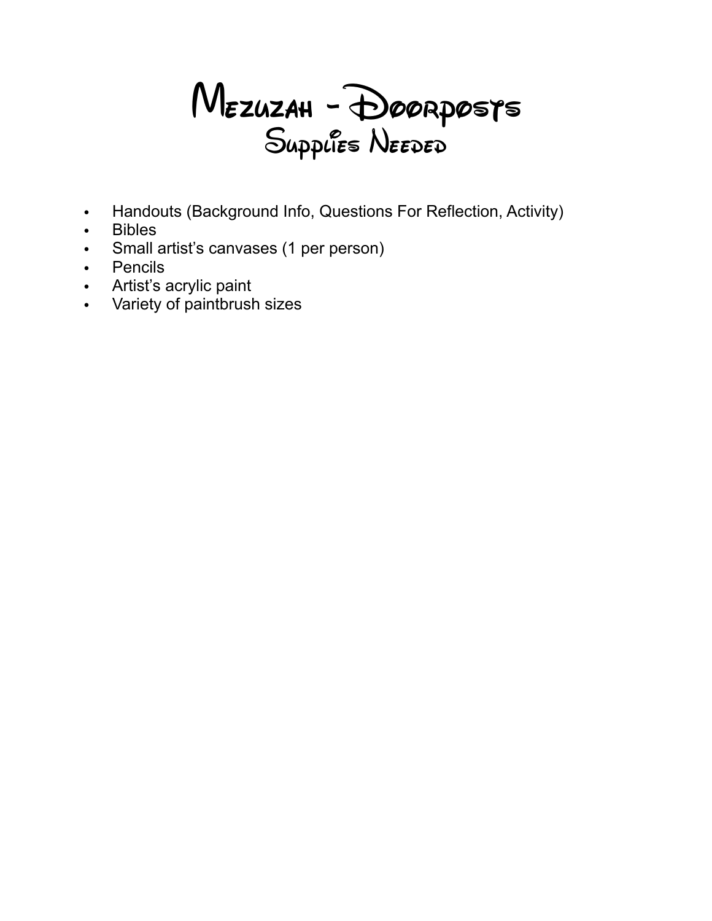# Mezuzah - Doorposts
## Supplies Needed

- Handouts (Background Info, Questions For Reflection, Activity)
- Bibles
- Small artist's canvases (1 per person)
- Pencils
- Artist's acrylic paint
- Variety of paintbrush sizes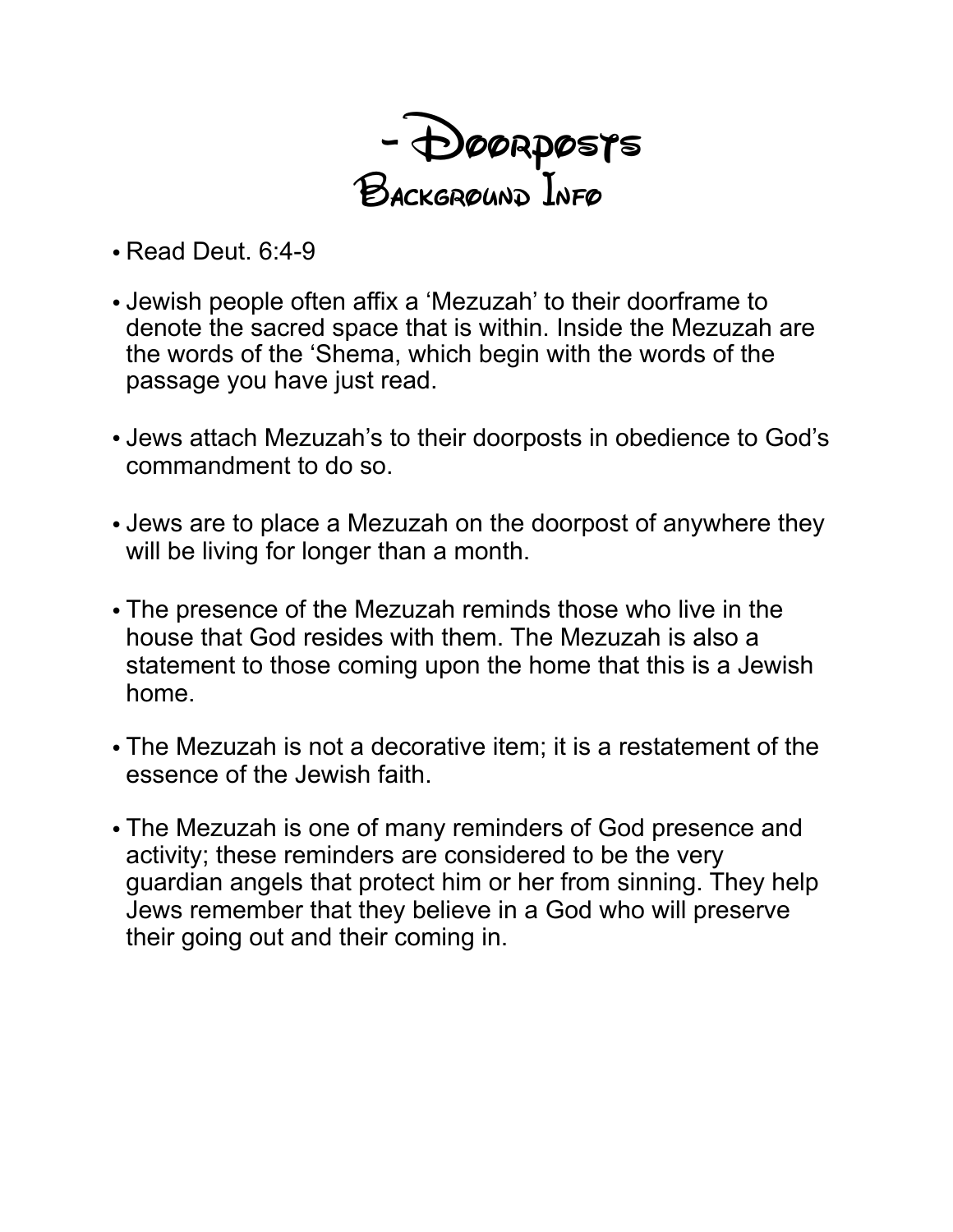# - Doorposts
## Background Info

- Read Deut. 6:4-9
- Jewish people often affix a 'Mezuzah' to their doorframe to denote the sacred space that is within. Inside the Mezuzah are the words of the 'Shema, which begin with the words of the passage you have just read.
- Jews attach Mezuzah's to their doorposts in obedience to God's commandment to do so.
- Jews are to place a Mezuzah on the doorpost of anywhere they will be living for longer than a month.
- The presence of the Mezuzah reminds those who live in the house that God resides with them. The Mezuzah is also a statement to those coming upon the home that this is a Jewish home.
- The Mezuzah is not a decorative item; it is a restatement of the essence of the Jewish faith.
- The Mezuzah is one of many reminders of God presence and activity; these reminders are considered to be the very guardian angels that protect him or her from sinning. They help Jews remember that they believe in a God who will preserve their going out and their coming in.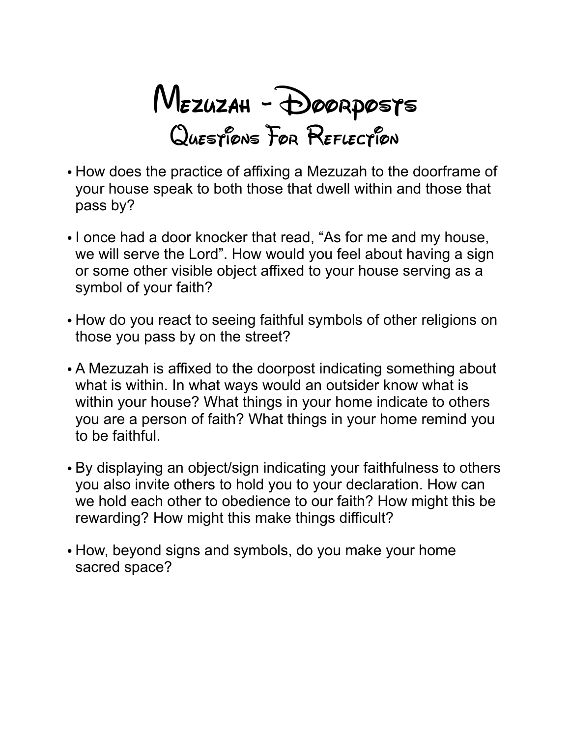# Mezuzah - Doorposts

## Questions For Reflection

- How does the practice of affixing a Mezuzah to the doorframe of your house speak to both those that dwell within and those that pass by?

- I once had a door knocker that read, “As for me and my house, we will serve the Lord”. How would you feel about having a sign or some other visible object affixed to your house serving as a symbol of your faith?

- How do you react to seeing faithful symbols of other religions on those you pass by on the street?

- A Mezuzah is affixed to the doorpost indicating something about what is within. In what ways would an outsider know what is within your house? What things in your home indicate to others you are a person of faith? What things in your home remind you to be faithful.

- By displaying an object/sign indicating your faithfulness to others you also invite others to hold you to your declaration. How can we hold each other to obedience to our faith? How might this be rewarding? How might this make things difficult?

- How, beyond signs and symbols, do you make your home sacred space?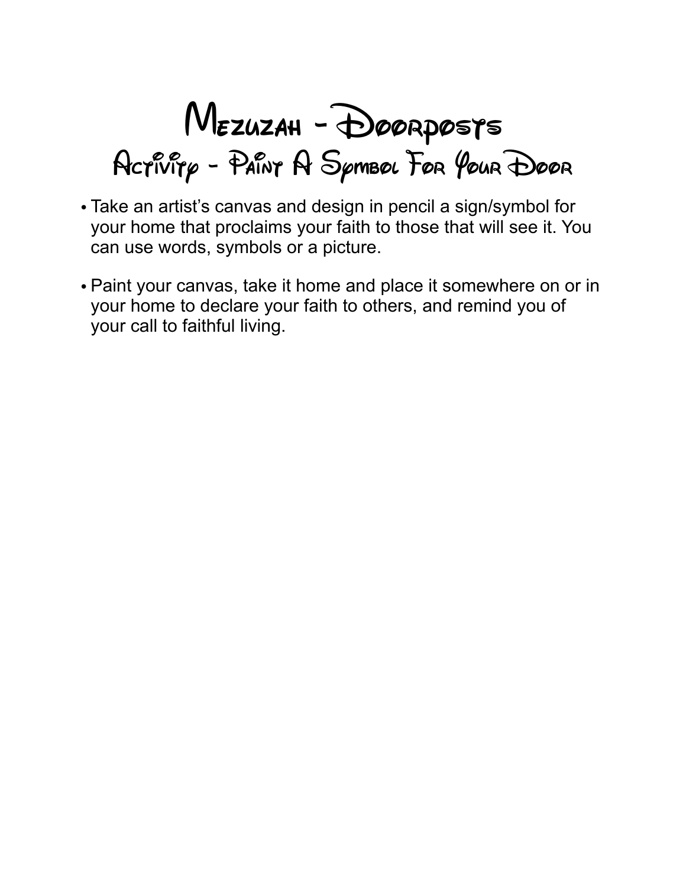# Mezuzah - Doorposts

## Activity - Paint A Symbol For Your Door

- Take an artist's canvas and design in pencil a sign/symbol for your home that proclaims your faith to those that will see it. You can use words, symbols or a picture.
- Paint your canvas, take it home and place it somewhere on or in your home to declare your faith to others, and remind you of your call to faithful living.